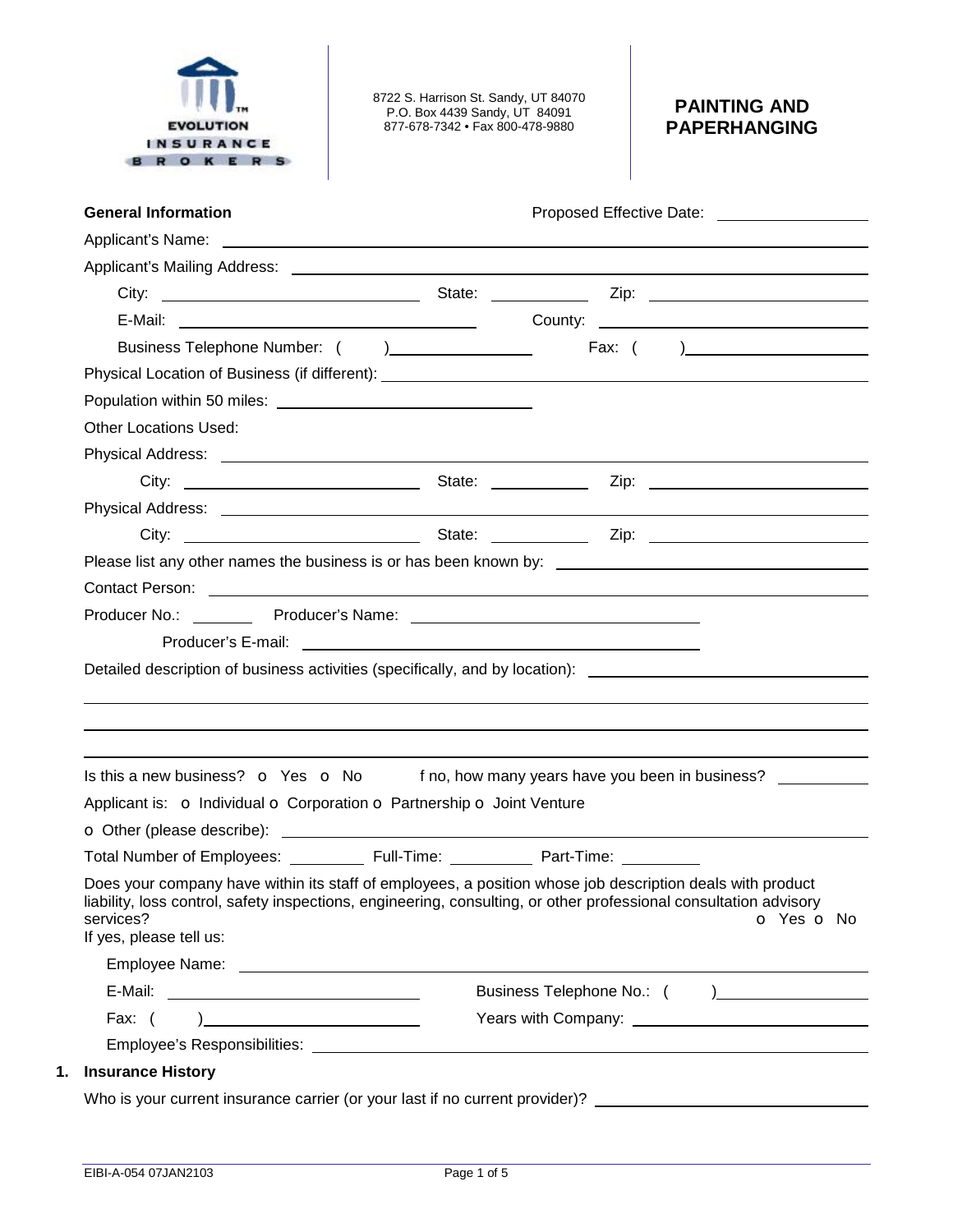EVOLUTION INSURANCE BROKERS

8722 S. Harrison St. Sandy, UT 84070
P.O. Box 4439 Sandy, UT 84091
877-678-7342 • Fax 800-478-9880

# PAINTING AND PAPERHANGING

**General Information** Proposed Effective Date: ________________

Applicant's Name: ________________________________________

Applicant's Mailing Address: ________________________________________

City: ____________________ State: __________ Zip: ____________________

E-Mail: ____________________ County: ____________________

Business Telephone Number: ( ) ____________ Fax: ( ) ____________

Physical Location of Business (if different): ________________________________________

Population within 50 miles: ____________________

Other Locations Used:

Physical Address: ________________________________________

City: ____________________ State: __________ Zip: ____________________

Physical Address: ________________________________________

City: ____________________ State: __________ Zip: ____________________

Please list any other names the business is or has been known by: ____________________

Contact Person: ________________________________________

Producer No.: ________ Producer's Name: ____________________

Producer's E-mail: ____________________

Detailed description of business activities (specifically, and by location): ____________________

________________________________________

________________________________________

________________________________________

Is this a new business? o Yes o No f no, how many years have you been in business? __________

Applicant is: o Individual o Corporation o Partnership o Joint Venture

o Other (please describe): ________________________________________

Total Number of Employees: ________ Full-Time: ________ Part-Time: ________

Does your company have within its staff of employees, a position whose job description deals with product liability, loss control, safety inspections, engineering, consulting, or other professional consultation advisory services? o Yes o No

If yes, please tell us:

Employee Name: ________________________________________

E-Mail: ____________________ Business Telephone No.: ( ) ____________

Fax: ( ) ____________________ Years with Company: ____________________

Employee's Responsibilities: ________________________________________

## 1. Insurance History

Who is your current insurance carrier (or your last if no current provider)? ____________________

EIBI-A-054 07JAN2103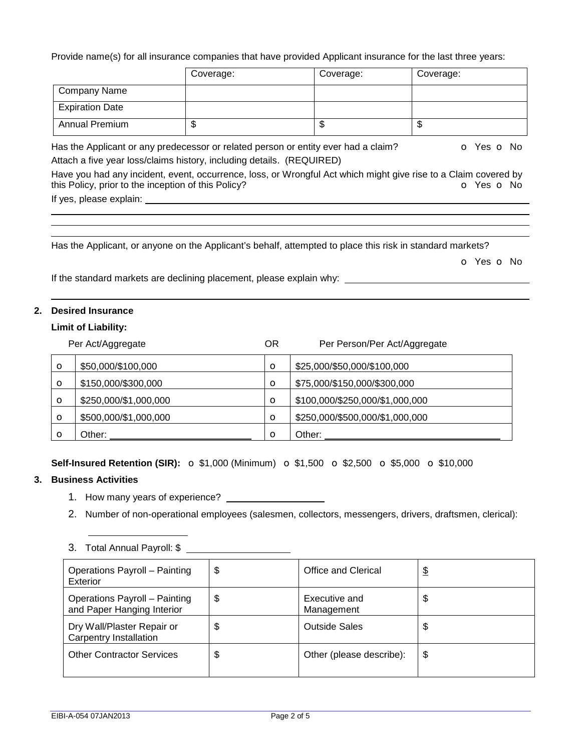Provide name(s) for all insurance companies that have provided Applicant insurance for the last three years:

| | Coverage: | Coverage: | Coverage: |
|---|---|---|---|
| Company Name | | | |
| Expiration Date | | | |
| Annual Premium | $ | $ | $ |

Has the Applicant or any predecessor or related person or entity ever had a claim? o Yes o No

Attach a five year loss/claims history, including details. (REQUIRED)

Have you had any incident, event, occurrence, loss, or Wrongful Act which might give rise to a Claim covered by this Policy, prior to the inception of this Policy? o Yes o No

If yes, please explain: ______________________________________________

______________________________________________

______________________________________________

______________________________________________

Has the Applicant, or anyone on the Applicant's behalf, attempted to place this risk in standard markets?

o Yes o No

If the standard markets are declining placement, please explain why: ______________________________________________

______________________________________________

## 2. Desired Insurance

**Limit of Liability:**

| | Per Act/Aggregate | OR | Per Person/Per Act/Aggregate |
|---|---|---|---|
| o | $50,000/$100,000 | o | $25,000/$50,000/$100,000 |
| o | $150,000/$300,000 | o | $75,000/$150,000/$300,000 |
| o | $250,000/$1,000,000 | o | $100,000/$250,000/$1,000,000 |
| o | $500,000/$1,000,000 | o | $250,000/$500,000/$1,000,000 |
| o | Other: ______________ | o | Other: ______________ |

**Self-Insured Retention (SIR):** o $1,000 (Minimum) o $1,500 o $2,500 o $5,000 o $10,000

## 3. Business Activities

1. How many years of experience? ______________
2. Number of non-operational employees (salesmen, collectors, messengers, drivers, draftsmen, clerical): ______________
3. Total Annual Payroll: $ ______________

| | | | |
|---|---|---|---|
| Operations Payroll – Painting Exterior | $ | Office and Clerical | $ |
| Operations Payroll – Painting and Paper Hanging Interior | $ | Executive and Management | $ |
| Dry Wall/Plaster Repair or Carpentry Installation | $ | Outside Sales | $ |
| Other Contractor Services | $ | Other (please describe): | $ |

EIBI-A-054 07JAN2013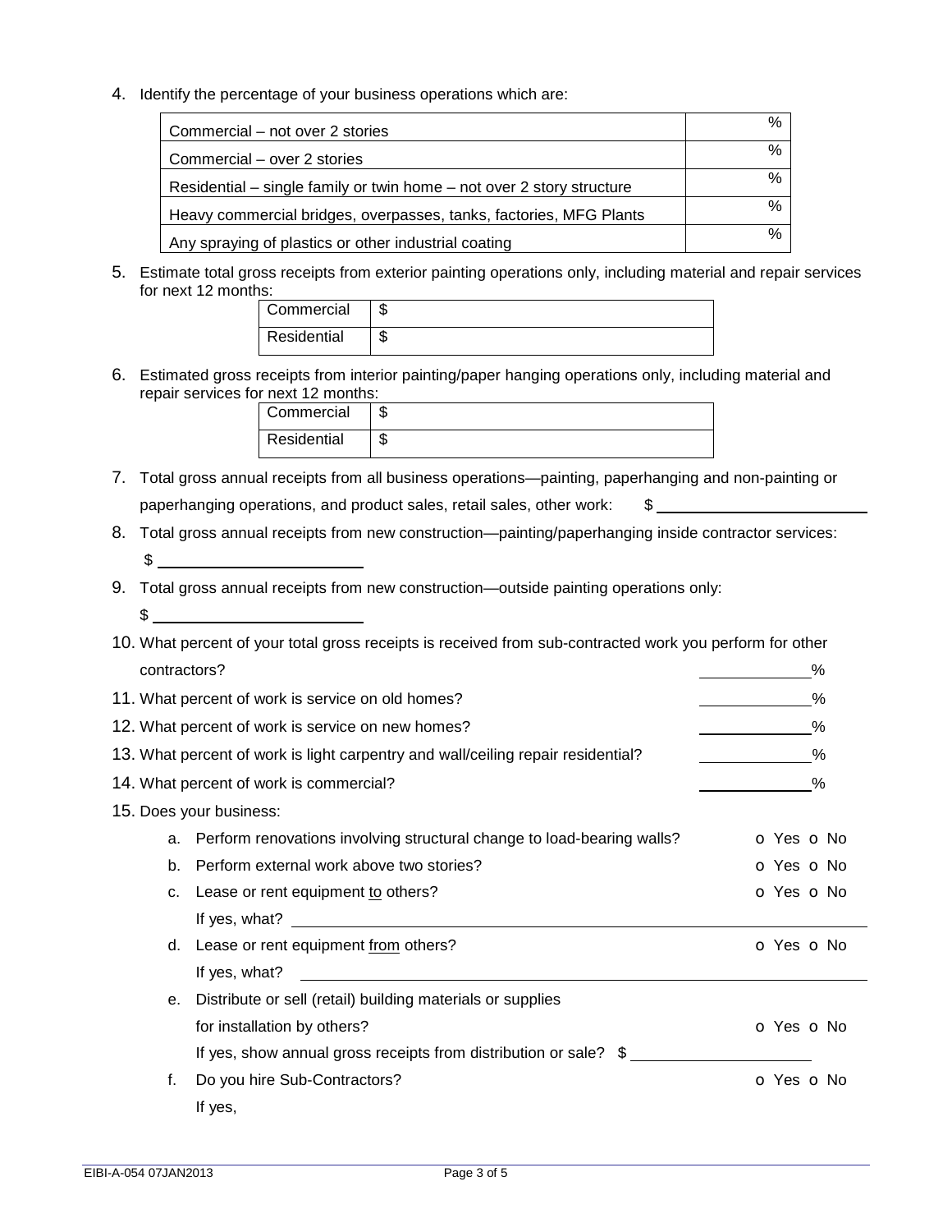4. Identify the percentage of your business operations which are:

| | |
|---|---|
| Commercial – not over 2 stories | % |
| Commercial – over 2 stories | % |
| Residential – single family or twin home – not over 2 story structure | % |
| Heavy commercial bridges, overpasses, tanks, factories, MFG Plants | % |
| Any spraying of plastics or other industrial coating | % |

5. Estimate total gross receipts from exterior painting operations only, including material and repair services for next 12 months:

| | |
|---|---|
| Commercial | $ |
| Residential | $ |

6. Estimated gross receipts from interior painting/paper hanging operations only, including material and repair services for next 12 months:

| | |
|---|---|
| Commercial | $ |
| Residential | $ |

7. Total gross annual receipts from all business operations—painting, paperhanging and non-painting or paperhanging operations, and product sales, retail sales, other work: $ ____________________

8. Total gross annual receipts from new construction—painting/paperhanging inside contractor services:
$ ____________________

9. Total gross annual receipts from new construction—outside painting operations only:
$ ____________________

10. What percent of your total gross receipts is received from sub-contracted work you perform for other contractors? __________%

11. What percent of work is service on old homes? __________%

12. What percent of work is service on new homes? __________%

13. What percent of work is light carpentry and wall/ceiling repair residential? __________%

14. What percent of work is commercial? __________%

15. Does your business:

   a. Perform renovations involving structural change to load-bearing walls? o Yes o No

   b. Perform external work above two stories? o Yes o No

   c. Lease or rent equipment to others? o Yes o No
      If yes, what? ____________________

   d. Lease or rent equipment from others? o Yes o No
      If yes, what? ____________________

   e. Distribute or sell (retail) building materials or supplies for installation by others? o Yes o No
      If yes, show annual gross receipts from distribution or sale? $ ____________________

   f. Do you hire Sub-Contractors? o Yes o No
      If yes,

EIBI-A-054 07JAN2013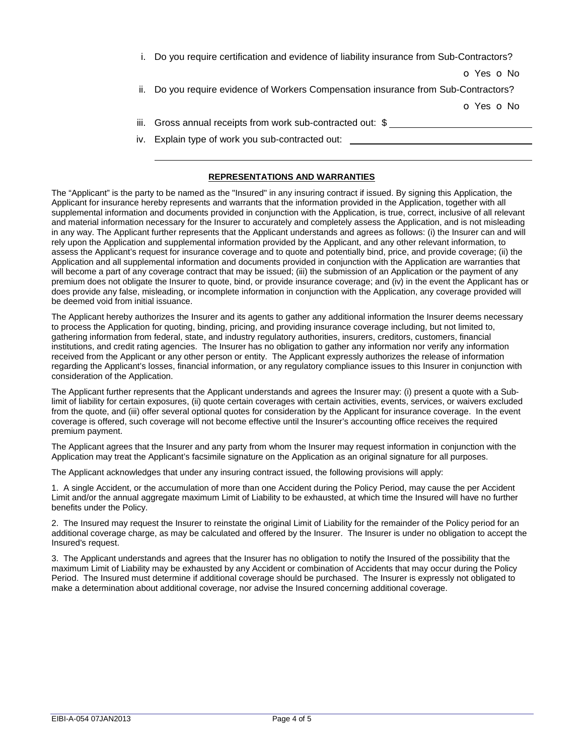i. Do you require certification and evidence of liability insurance from Sub-Contractors?

o Yes o No

ii. Do you require evidence of Workers Compensation insurance from Sub-Contractors?

o Yes o No

iii. Gross annual receipts from work sub-contracted out: $ ____________________

iv. Explain type of work you sub-contracted out: ____________________

____________________

**REPRESENTATIONS AND WARRANTIES**

The "Applicant" is the party to be named as the "Insured" in any insuring contract if issued. By signing this Application, the Applicant for insurance hereby represents and warrants that the information provided in the Application, together with all supplemental information and documents provided in conjunction with the Application, is true, correct, inclusive of all relevant and material information necessary for the Insurer to accurately and completely assess the Application, and is not misleading in any way. The Applicant further represents that the Applicant understands and agrees as follows: (i) the Insurer can and will rely upon the Application and supplemental information provided by the Applicant, and any other relevant information, to assess the Applicant's request for insurance coverage and to quote and potentially bind, price, and provide coverage; (ii) the Application and all supplemental information and documents provided in conjunction with the Application are warranties that will become a part of any coverage contract that may be issued; (iii) the submission of an Application or the payment of any premium does not obligate the Insurer to quote, bind, or provide insurance coverage; and (iv) in the event the Applicant has or does provide any false, misleading, or incomplete information in conjunction with the Application, any coverage provided will be deemed void from initial issuance.

The Applicant hereby authorizes the Insurer and its agents to gather any additional information the Insurer deems necessary to process the Application for quoting, binding, pricing, and providing insurance coverage including, but not limited to, gathering information from federal, state, and industry regulatory authorities, insurers, creditors, customers, financial institutions, and credit rating agencies. The Insurer has no obligation to gather any information nor verify any information received from the Applicant or any other person or entity. The Applicant expressly authorizes the release of information regarding the Applicant's losses, financial information, or any regulatory compliance issues to this Insurer in conjunction with consideration of the Application.

The Applicant further represents that the Applicant understands and agrees the Insurer may: (i) present a quote with a Sub-limit of liability for certain exposures, (ii) quote certain coverages with certain activities, events, services, or waivers excluded from the quote, and (iii) offer several optional quotes for consideration by the Applicant for insurance coverage. In the event coverage is offered, such coverage will not become effective until the Insurer's accounting office receives the required premium payment.

The Applicant agrees that the Insurer and any party from whom the Insurer may request information in conjunction with the Application may treat the Applicant's facsimile signature on the Application as an original signature for all purposes.

The Applicant acknowledges that under any insuring contract issued, the following provisions will apply:

1. A single Accident, or the accumulation of more than one Accident during the Policy Period, may cause the per Accident Limit and/or the annual aggregate maximum Limit of Liability to be exhausted, at which time the Insured will have no further benefits under the Policy.

2. The Insured may request the Insurer to reinstate the original Limit of Liability for the remainder of the Policy period for an additional coverage charge, as may be calculated and offered by the Insurer. The Insurer is under no obligation to accept the Insured's request.

3. The Applicant understands and agrees that the Insurer has no obligation to notify the Insured of the possibility that the maximum Limit of Liability may be exhausted by any Accident or combination of Accidents that may occur during the Policy Period. The Insured must determine if additional coverage should be purchased. The Insurer is expressly not obligated to make a determination about additional coverage, nor advise the Insured concerning additional coverage.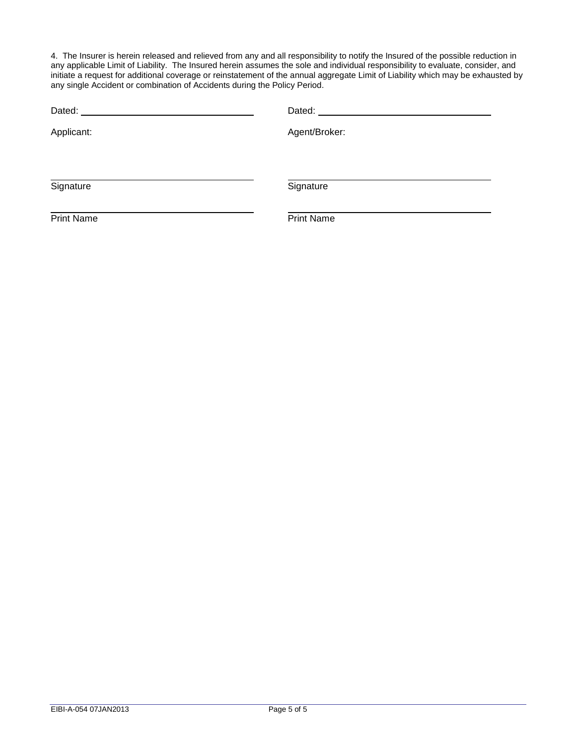4. The Insurer is herein released and relieved from any and all responsibility to notify the Insured of the possible reduction in any applicable Limit of Liability. The Insured herein assumes the sole and individual responsibility to evaluate, consider, and initiate a request for additional coverage or reinstatement of the annual aggregate Limit of Liability which may be exhausted by any single Accident or combination of Accidents during the Policy Period.

| | |
|---|---|
| Dated: ______________________ | Dated: ______________________ |
| Applicant: | Agent/Broker: |
| ______________________ | ______________________ |
| Signature | Signature |
| ______________________ | ______________________ |
| Print Name | Print Name |

EIBI-A-054 07JAN2013